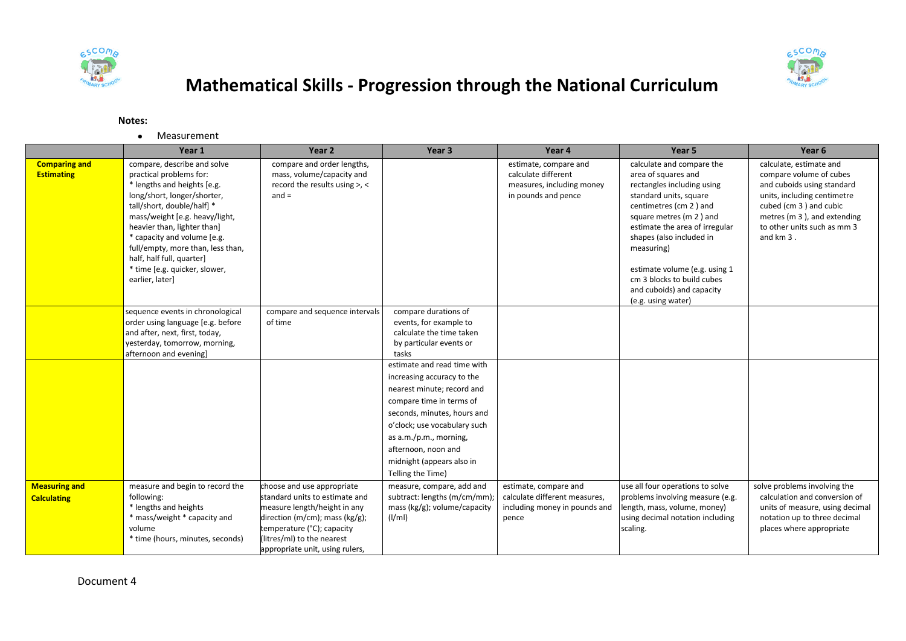# Mathematical Skills - Progression through the National Curriculum

**Notes:**

- Measurement

| | Year 1 | Year 2 | Year 3 | Year 4 | Year 5 | Year 6 |
|---|---|---|---|---|---|---|
| **Comparing and Estimating** | compare, describe and solve practical problems for:<br>* lengths and heights [e.g. long/short, longer/shorter, tall/short, double/half] * mass/weight [e.g. heavy/light, heavier than, lighter than]<br>* capacity and volume [e.g. full/empty, more than, less than, half, half full, quarter]<br>* time [e.g. quicker, slower, earlier, later] | compare and order lengths, mass, volume/capacity and record the results using >, < and = | | estimate, compare and calculate different measures, including money in pounds and pence | calculate and compare the area of squares and rectangles including using standard units, square centimetres ($cm^2$) and square metres ($m^2$) and estimate the area of irregular shapes (also included in measuring)<br><br>estimate volume (e.g. using 1 $cm^3$ blocks to build cubes and cuboids) and capacity (e.g. using water) | calculate, estimate and compare volume of cubes and cuboids using standard units, including centimetre cubed ($cm^3$) and cubic metres ($m^3$), and extending to other units such as $mm^3$ and $km^3$. |
| | sequence events in chronological order using language [e.g. before and after, next, first, today, yesterday, tomorrow, morning, afternoon and evening] | compare and sequence intervals of time | compare durations of events, for example to calculate the time taken by particular events or tasks | | | |
| | | | estimate and read time with increasing accuracy to the nearest minute; record and compare time in terms of seconds, minutes, hours and o'clock; use vocabulary such as a.m./p.m., morning, afternoon, noon and midnight (appears also in Telling the Time) | | | |
| **Measuring and Calculating** | measure and begin to record the following:<br>* lengths and heights<br>* mass/weight * capacity and volume<br>* time (hours, minutes, seconds) | choose and use appropriate standard units to estimate and measure length/height in any direction (m/cm); mass (kg/g); temperature (°C); capacity (litres/ml) to the nearest appropriate unit, using rulers, | measure, compare, add and subtract: lengths (m/cm/mm); mass (kg/g); volume/capacity (l/ml) | estimate, compare and calculate different measures, including money in pounds and pence | use all four operations to solve problems involving measure (e.g. length, mass, volume, money) using decimal notation including scaling. | solve problems involving the calculation and conversion of units of measure, using decimal notation up to three decimal places where appropriate |

Document 4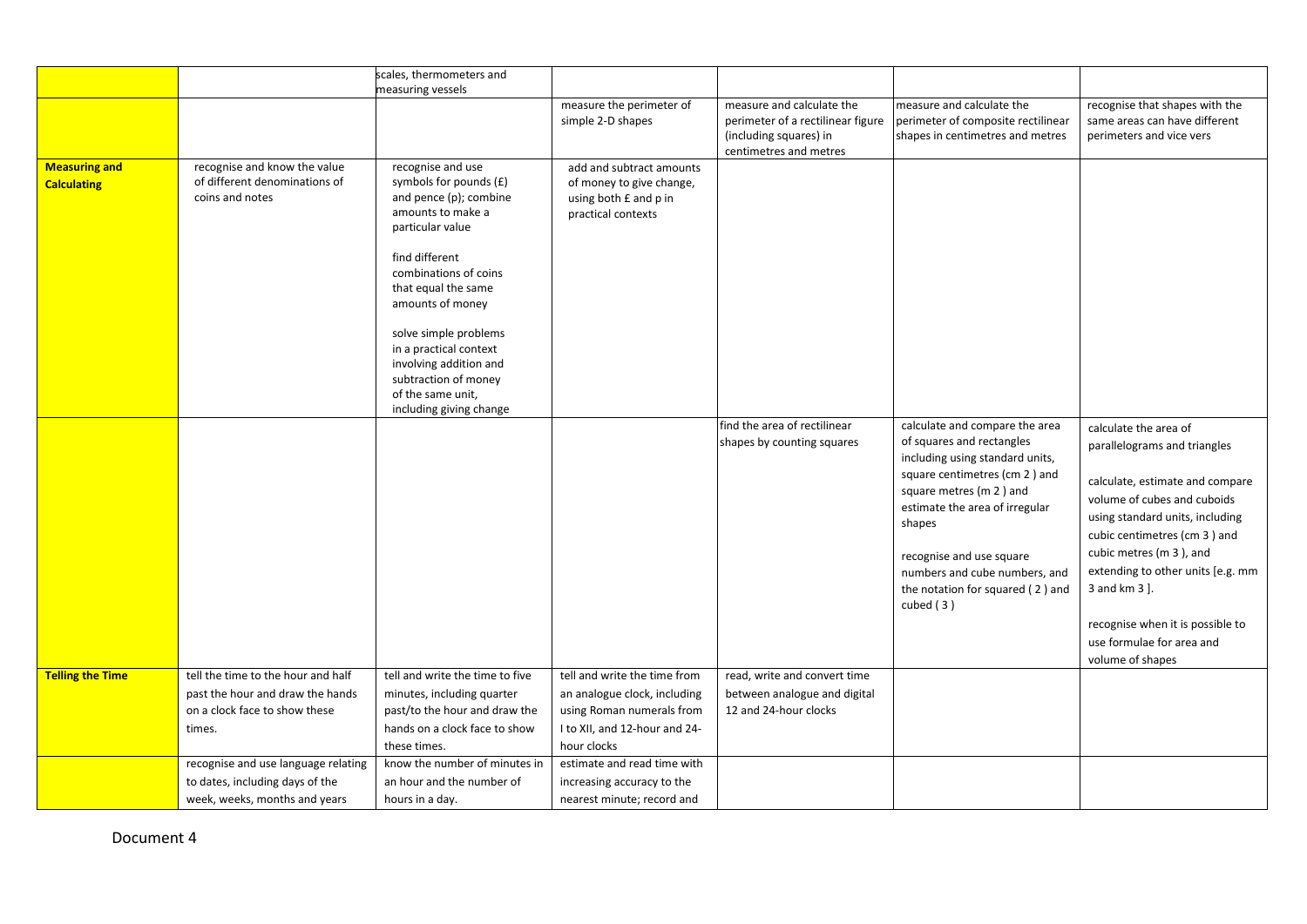| | | | | | | |
|---|---|---|---|---|---|---|
| | | scales, thermometers and measuring vessels | | | | |
| | | | measure the perimeter of simple 2-D shapes | measure and calculate the perimeter of a rectilinear figure (including squares) in centimetres and metres | measure and calculate the perimeter of composite rectilinear shapes in centimetres and metres | recognise that shapes with the same areas can have different perimeters and vice vers |
| **Measuring and Calculating** | recognise and know the value of different denominations of coins and notes | recognise and use symbols for pounds (£) and pence (p); combine amounts to make a particular value<br><br>find different combinations of coins that equal the same amounts of money<br><br>solve simple problems in a practical context involving addition and subtraction of money of the same unit, including giving change | add and subtract amounts of money to give change, using both £ and p in practical contexts | | | |
| | | | | find the area of rectilinear shapes by counting squares | calculate and compare the area of squares and rectangles including using standard units, square centimetres (cm 2 ) and square metres (m 2 ) and estimate the area of irregular shapes<br><br>recognise and use square numbers and cube numbers, and the notation for squared ( 2 ) and cubed ( 3 ) | calculate the area of parallelograms and triangles<br><br>calculate, estimate and compare volume of cubes and cuboids using standard units, including cubic centimetres (cm 3 ) and cubic metres (m 3 ), and extending to other units [e.g. mm 3 and km 3 ].<br><br>recognise when it is possible to use formulae for area and volume of shapes |
| **Telling the Time** | tell the time to the hour and half past the hour and draw the hands on a clock face to show these times. | tell and write the time to five minutes, including quarter past/to the hour and draw the hands on a clock face to show these times. | tell and write the time from an analogue clock, including using Roman numerals from I to XII, and 12-hour and 24-hour clocks | read, write and convert time between analogue and digital 12 and 24-hour clocks | | |
| | recognise and use language relating to dates, including days of the week, weeks, months and years | know the number of minutes in an hour and the number of hours in a day. | estimate and read time with increasing accuracy to the nearest minute; record and | | | |

Document 4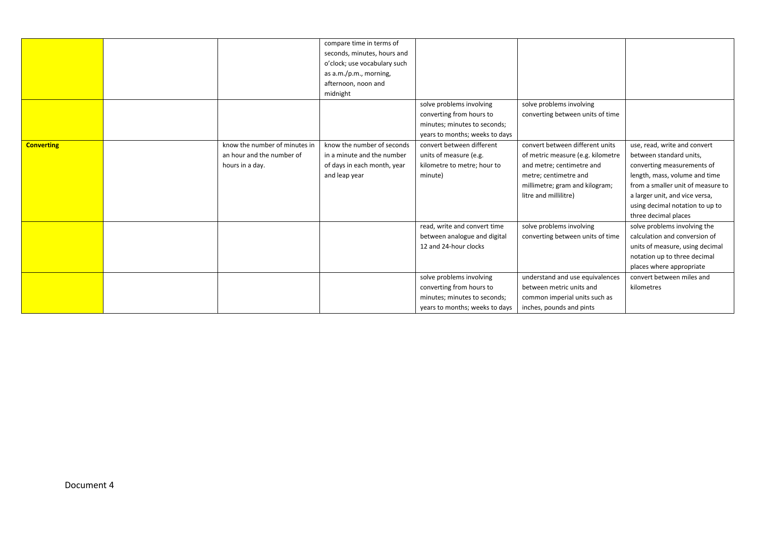| | | | | | | |
|---|---|---|---|---|---|---|
| | | | compare time in terms of seconds, minutes, hours and o'clock; use vocabulary such as a.m./p.m., morning, afternoon, noon and midnight | | | |
| | | | | solve problems involving converting from hours to minutes; minutes to seconds; years to months; weeks to days | solve problems involving converting between units of time | |
| **Converting** | | know the number of minutes in an hour and the number of hours in a day. | know the number of seconds in a minute and the number of days in each month, year and leap year | convert between different units of measure (e.g. kilometre to metre; hour to minute) | convert between different units of metric measure (e.g. kilometre and metre; centimetre and metre; centimetre and millimetre; gram and kilogram; litre and millilitre) | use, read, write and convert between standard units, converting measurements of length, mass, volume and time from a smaller unit of measure to a larger unit, and vice versa, using decimal notation to up to three decimal places |
| | | | | read, write and convert time between analogue and digital 12 and 24-hour clocks | solve problems involving converting between units of time | solve problems involving the calculation and conversion of units of measure, using decimal notation up to three decimal places where appropriate |
| | | | | solve problems involving converting from hours to minutes; minutes to seconds; years to months; weeks to days | understand and use equivalences between metric units and common imperial units such as inches, pounds and pints | convert between miles and kilometres |

Document 4